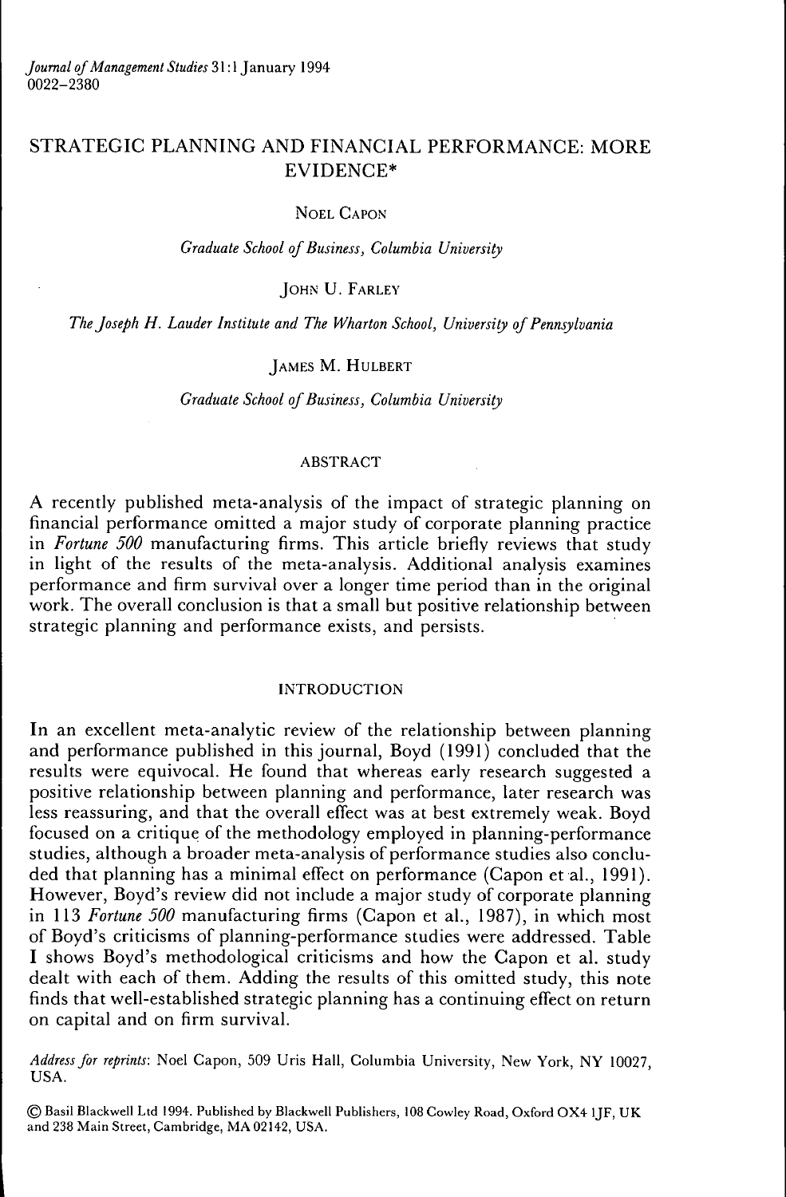# STRATEGIC PLANNING AND FINANCIAL PERFORMANCE: MORE EVIDENCE*

NOEL CAPON

*Graduate School of Business, Columbia University*

JOHN U. FARLEY

*The Joseph H. Lauder Institute and The Wharton School, University of Pennsylvania*

JAMES M. HULBERT

*Graduate School of Business, Columbia University*

## ABSTRACT

A recently published meta-analysis of the impact of strategic planning on financial performance omitted a major study of corporate planning practice in *Fortune 500* manufacturing firms. This article briefly reviews that study in light of the results of the meta-analysis. Additional analysis examines performance and firm survival over a longer time period than in the original work. The overall conclusion is that a small but positive relationship between strategic planning and performance exists, and persists.

## INTRODUCTION

In an excellent meta-analytic review of the relationship between planning and performance published in this journal, Boyd (1991) concluded that the results were equivocal. He found that whereas early research suggested a positive relationship between planning and performance, later research was less reassuring, and that the overall effect was at best extremely weak. Boyd focused on a critique of the methodology employed in planning-performance studies, although a broader meta-analysis of performance studies also concluded that planning has a minimal effect on performance (Capon et al., 1991). However, Boyd's review did not include a major study of corporate planning in 113 *Fortune 500* manufacturing firms (Capon et al., 1987), in which most of Boyd's criticisms of planning-performance studies were addressed. Table I shows Boyd's methodological criticisms and how the Capon et al. study dealt with each of them. Adding the results of this omitted study, this note finds that well-established strategic planning has a continuing effect on return on capital and on firm survival.

*Address for reprints*: Noel Capon, 509 Uris Hall, Columbia University, New York, NY 10027, USA.

© Basil Blackwell Ltd 1994. Published by Blackwell Publishers, 108 Cowley Road, Oxford OX4 1JF, UK and 238 Main Street, Cambridge, MA 02142, USA.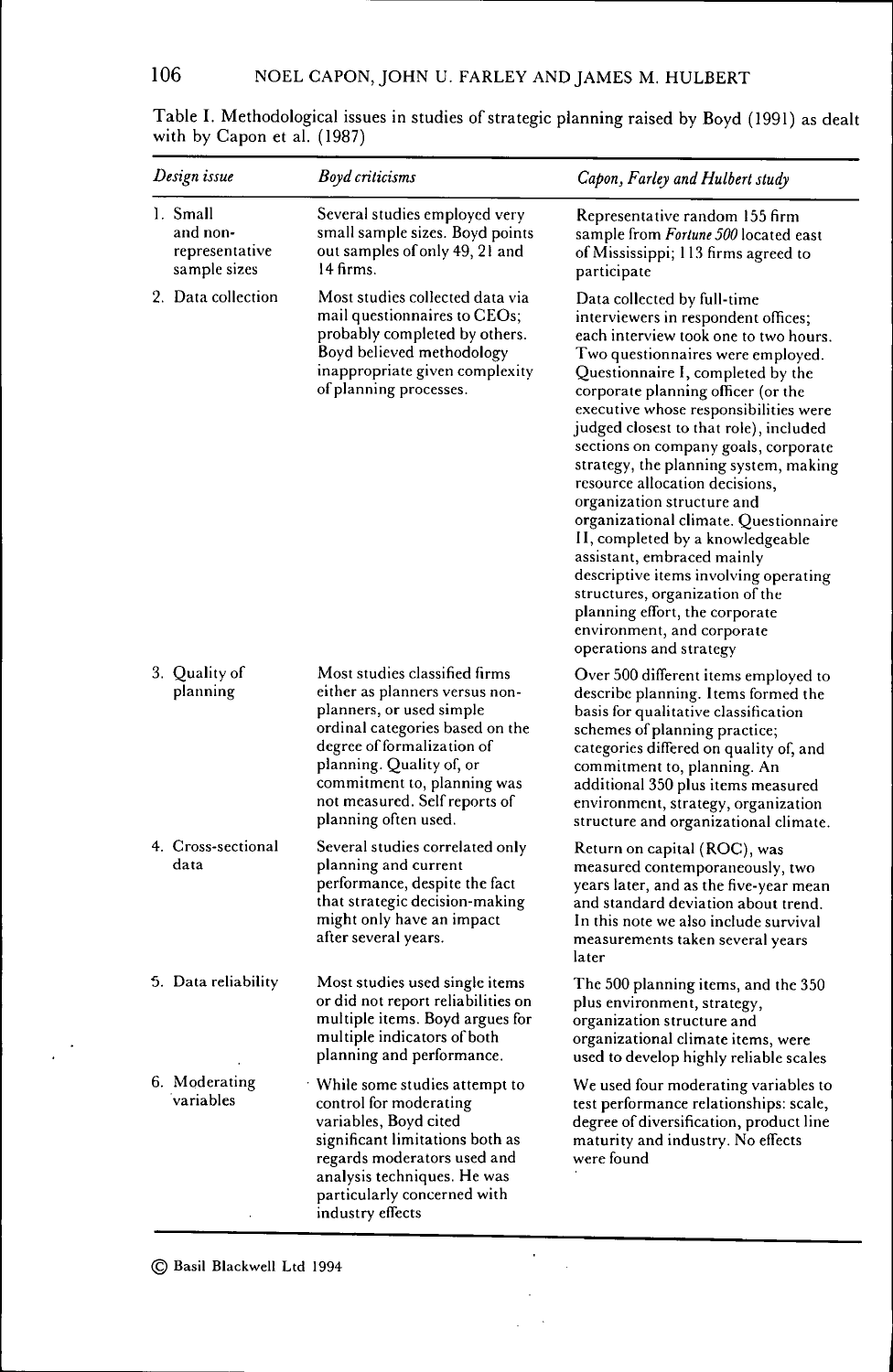Table I. Methodological issues in studies of strategic planning raised by Boyd (1991) as dealt with by Capon et al. (1987)

| *Design issue* | *Boyd criticisms* | *Capon, Farley and Hulbert study* |
|---|---|---|
| 1. Small and non-representative sample sizes | Several studies employed very small sample sizes. Boyd points out samples of only 49, 21 and 14 firms. | Representative random 155 firm sample from *Fortune 500* located east of Mississippi; 113 firms agreed to participate |
| 2. Data collection | Most studies collected data via mail questionnaires to CEOs; probably completed by others. Boyd believed methodology inappropriate given complexity of planning processes. | Data collected by full-time interviewers in respondent offices; each interview took one to two hours. Two questionnaires were employed. Questionnaire I, completed by the corporate planning officer (or the executive whose responsibilities were judged closest to that role), included sections on company goals, corporate strategy, the planning system, making resource allocation decisions, organization structure and organizational climate. Questionnaire II, completed by a knowledgeable assistant, embraced mainly descriptive items involving operating structures, organization of the planning effort, the corporate environment, and corporate operations and strategy |
| 3. Quality of planning | Most studies classified firms either as planners versus non-planners, or used simple ordinal categories based on the degree of formalization of planning. Quality of, or commitment to, planning was not measured. Self reports of planning often used. | Over 500 different items employed to describe planning. Items formed the basis for qualitative classification schemes of planning practice; categories differed on quality of, and commitment to, planning. An additional 350 plus items measured environment, strategy, organization structure and organizational climate. |
| 4. Cross-sectional data | Several studies correlated only planning and current performance, despite the fact that strategic decision-making might only have an impact after several years. | Return on capital (ROC), was measured contemporaneously, two years later, and as the five-year mean and standard deviation about trend. In this note we also include survival measurements taken several years later |
| 5. Data reliability | Most studies used single items or did not report reliabilities on multiple items. Boyd argues for multiple indicators of both planning and performance. | The 500 planning items, and the 350 plus environment, strategy, organization structure and organizational climate items, were used to develop highly reliable scales |
| 6. Moderating variables | While some studies attempt to control for moderating variables, Boyd cited significant limitations both as regards moderators used and analysis techniques. He was particularly concerned with industry effects | We used four moderating variables to test performance relationships: scale, degree of diversification, product line maturity and industry. No effects were found |

© Basil Blackwell Ltd 1994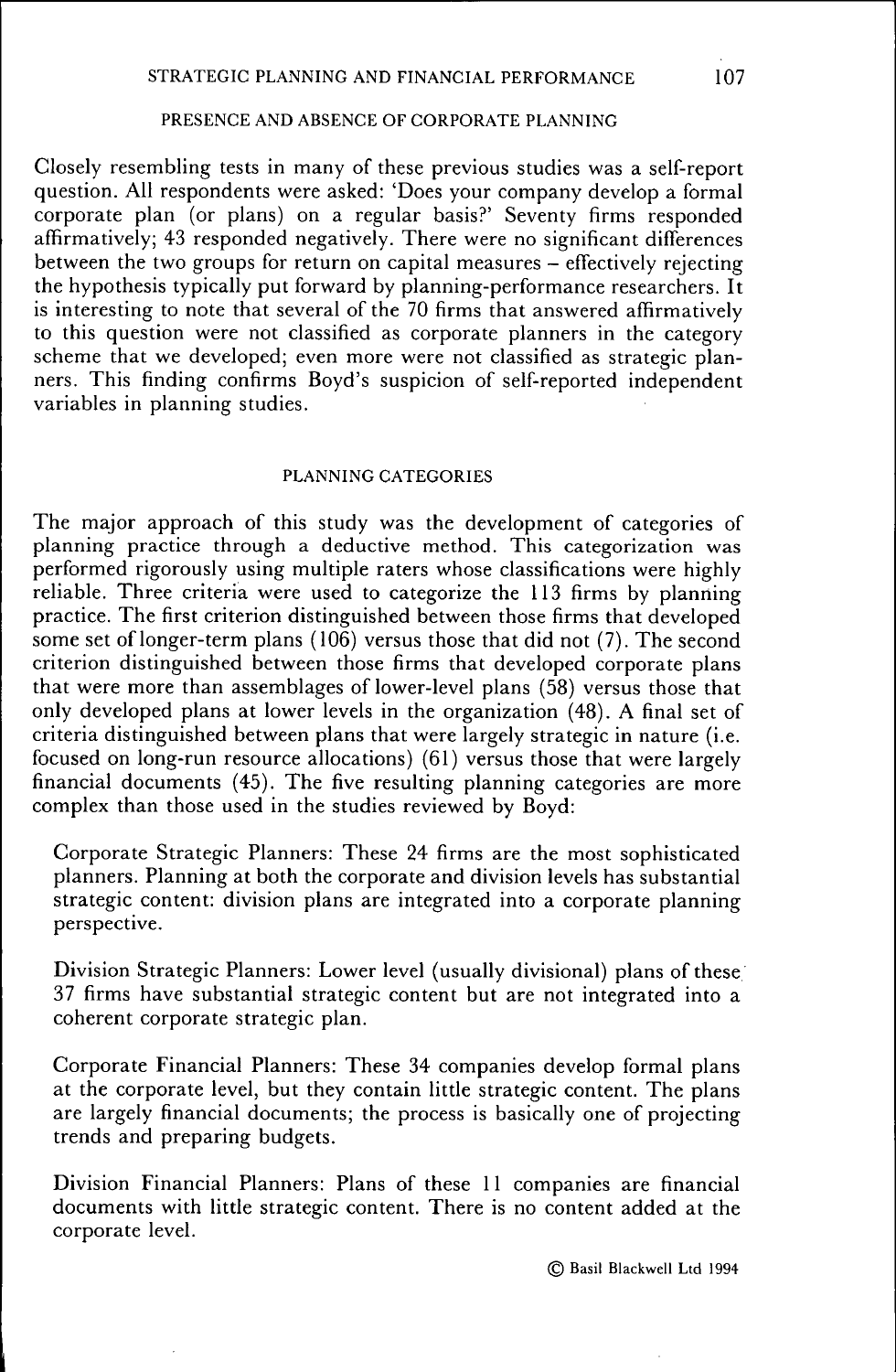## PRESENCE AND ABSENCE OF CORPORATE PLANNING

Closely resembling tests in many of these previous studies was a self-report question. All respondents were asked: 'Does your company develop a formal corporate plan (or plans) on a regular basis?' Seventy firms responded affirmatively; 43 responded negatively. There were no significant differences between the two groups for return on capital measures – effectively rejecting the hypothesis typically put forward by planning-performance researchers. It is interesting to note that several of the 70 firms that answered affirmatively to this question were not classified as corporate planners in the category scheme that we developed; even more were not classified as strategic planners. This finding confirms Boyd's suspicion of self-reported independent variables in planning studies.

## PLANNING CATEGORIES

The major approach of this study was the development of categories of planning practice through a deductive method. This categorization was performed rigorously using multiple raters whose classifications were highly reliable. Three criteria were used to categorize the 113 firms by planning practice. The first criterion distinguished between those firms that developed some set of longer-term plans (106) versus those that did not (7). The second criterion distinguished between those firms that developed corporate plans that were more than assemblages of lower-level plans (58) versus those that only developed plans at lower levels in the organization (48). A final set of criteria distinguished between plans that were largely strategic in nature (i.e. focused on long-run resource allocations) (61) versus those that were largely financial documents (45). The five resulting planning categories are more complex than those used in the studies reviewed by Boyd:

Corporate Strategic Planners: These 24 firms are the most sophisticated planners. Planning at both the corporate and division levels has substantial strategic content: division plans are integrated into a corporate planning perspective.

Division Strategic Planners: Lower level (usually divisional) plans of these 37 firms have substantial strategic content but are not integrated into a coherent corporate strategic plan.

Corporate Financial Planners: These 34 companies develop formal plans at the corporate level, but they contain little strategic content. The plans are largely financial documents; the process is basically one of projecting trends and preparing budgets.

Division Financial Planners: Plans of these 11 companies are financial documents with little strategic content. There is no content added at the corporate level.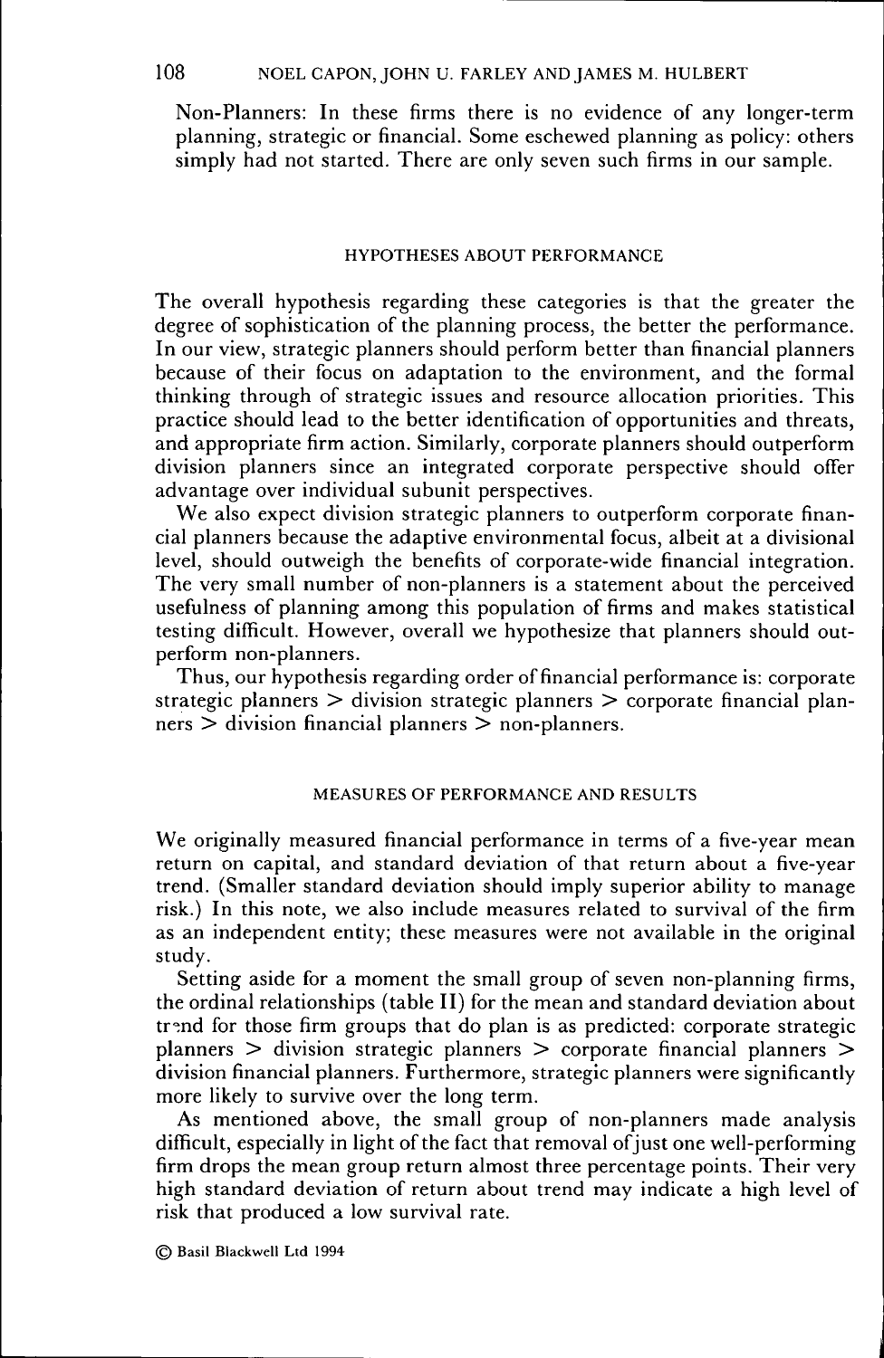Non-Planners: In these firms there is no evidence of any longer-term planning, strategic or financial. Some eschewed planning as policy: others simply had not started. There are only seven such firms in our sample.

## HYPOTHESES ABOUT PERFORMANCE

The overall hypothesis regarding these categories is that the greater the degree of sophistication of the planning process, the better the performance. In our view, strategic planners should perform better than financial planners because of their focus on adaptation to the environment, and the formal thinking through of strategic issues and resource allocation priorities. This practice should lead to the better identification of opportunities and threats, and appropriate firm action. Similarly, corporate planners should outperform division planners since an integrated corporate perspective should offer advantage over individual subunit perspectives.

We also expect division strategic planners to outperform corporate financial planners because the adaptive environmental focus, albeit at a divisional level, should outweigh the benefits of corporate-wide financial integration. The very small number of non-planners is a statement about the perceived usefulness of planning among this population of firms and makes statistical testing difficult. However, overall we hypothesize that planners should outperform non-planners.

Thus, our hypothesis regarding order of financial performance is: corporate strategic planners > division strategic planners > corporate financial planners > division financial planners > non-planners.

## MEASURES OF PERFORMANCE AND RESULTS

We originally measured financial performance in terms of a five-year mean return on capital, and standard deviation of that return about a five-year trend. (Smaller standard deviation should imply superior ability to manage risk.) In this note, we also include measures related to survival of the firm as an independent entity; these measures were not available in the original study.

Setting aside for a moment the small group of seven non-planning firms, the ordinal relationships (table II) for the mean and standard deviation about trend for those firm groups that do plan is as predicted: corporate strategic planners > division strategic planners > corporate financial planners > division financial planners. Furthermore, strategic planners were significantly more likely to survive over the long term.

As mentioned above, the small group of non-planners made analysis difficult, especially in light of the fact that removal of just one well-performing firm drops the mean group return almost three percentage points. Their very high standard deviation of return about trend may indicate a high level of risk that produced a low survival rate.

© Basil Blackwell Ltd 1994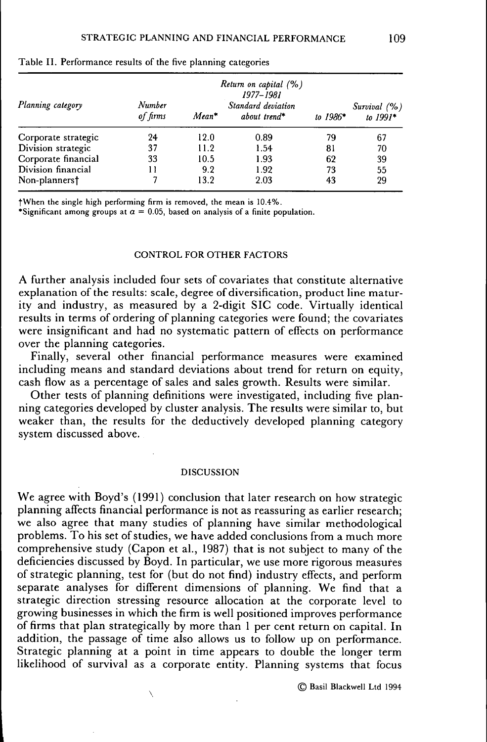Table II. Performance results of the five planning categories

| Planning category | Number of firms | Return on capital (%) 1977–1981 Mean* | Standard deviation about trend* | Survival (%) to 1986* | to 1991* |
|---|---|---|---|---|---|
| Corporate strategic | 24 | 12.0 | 0.89 | 79 | 67 |
| Division strategic | 37 | 11.2 | 1.54 | 81 | 70 |
| Corporate financial | 33 | 10.5 | 1.93 | 62 | 39 |
| Division financial | 11 | 9.2 | 1.92 | 73 | 55 |
| Non-planners† | 7 | 13.2 | 2.03 | 43 | 29 |

†When the single high performing firm is removed, the mean is 10.4%.
*Significant among groups at $\alpha = 0.05$, based on analysis of a finite population.

## CONTROL FOR OTHER FACTORS

A further analysis included four sets of covariates that constitute alternative explanation of the results: scale, degree of diversification, product line maturity and industry, as measured by a 2-digit SIC code. Virtually identical results in terms of ordering of planning categories were found; the covariates were insignificant and had no systematic pattern of effects on performance over the planning categories.

Finally, several other financial performance measures were examined including means and standard deviations about trend for return on equity, cash flow as a percentage of sales and sales growth. Results were similar.

Other tests of planning definitions were investigated, including five planning categories developed by cluster analysis. The results were similar to, but weaker than, the results for the deductively developed planning category system discussed above.

## DISCUSSION

We agree with Boyd's (1991) conclusion that later research on how strategic planning affects financial performance is not as reassuring as earlier research; we also agree that many studies of planning have similar methodological problems. To his set of studies, we have added conclusions from a much more comprehensive study (Capon et al., 1987) that is not subject to many of the deficiencies discussed by Boyd. In particular, we use more rigorous measures of strategic planning, test for (but do not find) industry effects, and perform separate analyses for different dimensions of planning. We find that a strategic direction stressing resource allocation at the corporate level to growing businesses in which the firm is well positioned improves performance of firms that plan strategically by more than 1 per cent return on capital. In addition, the passage of time also allows us to follow up on performance. Strategic planning at a point in time appears to double the longer term likelihood of survival as a corporate entity. Planning systems that focus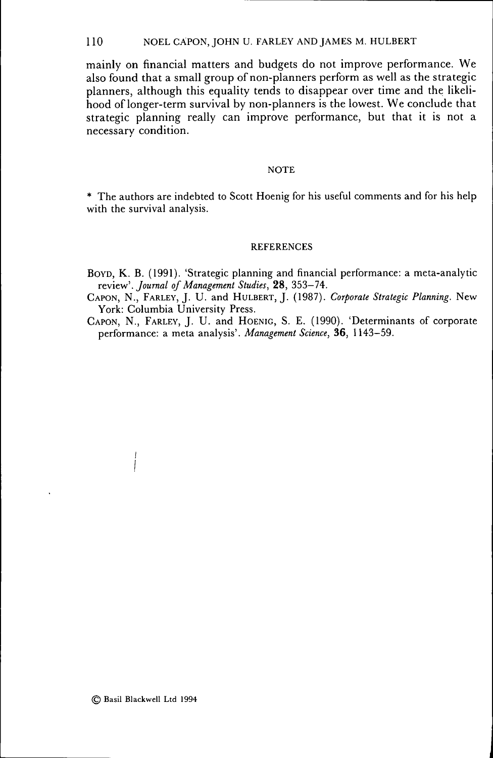mainly on financial matters and budgets do not improve performance. We also found that a small group of non-planners perform as well as the strategic planners, although this equality tends to disappear over time and the likelihood of longer-term survival by non-planners is the lowest. We conclude that strategic planning really can improve performance, but that it is not a necessary condition.

## NOTE

* The authors are indebted to Scott Hoenig for his useful comments and for his help with the survival analysis.

## REFERENCES

Boyd, K. B. (1991). 'Strategic planning and financial performance: a meta-analytic review'. *Journal of Management Studies*, **28**, 353–74.

Capon, N., Farley, J. U. and Hulbert, J. (1987). *Corporate Strategic Planning*. New York: Columbia University Press.

Capon, N., Farley, J. U. and Hoenig, S. E. (1990). 'Determinants of corporate performance: a meta analysis'. *Management Science*, **36**, 1143–59.

© Basil Blackwell Ltd 1994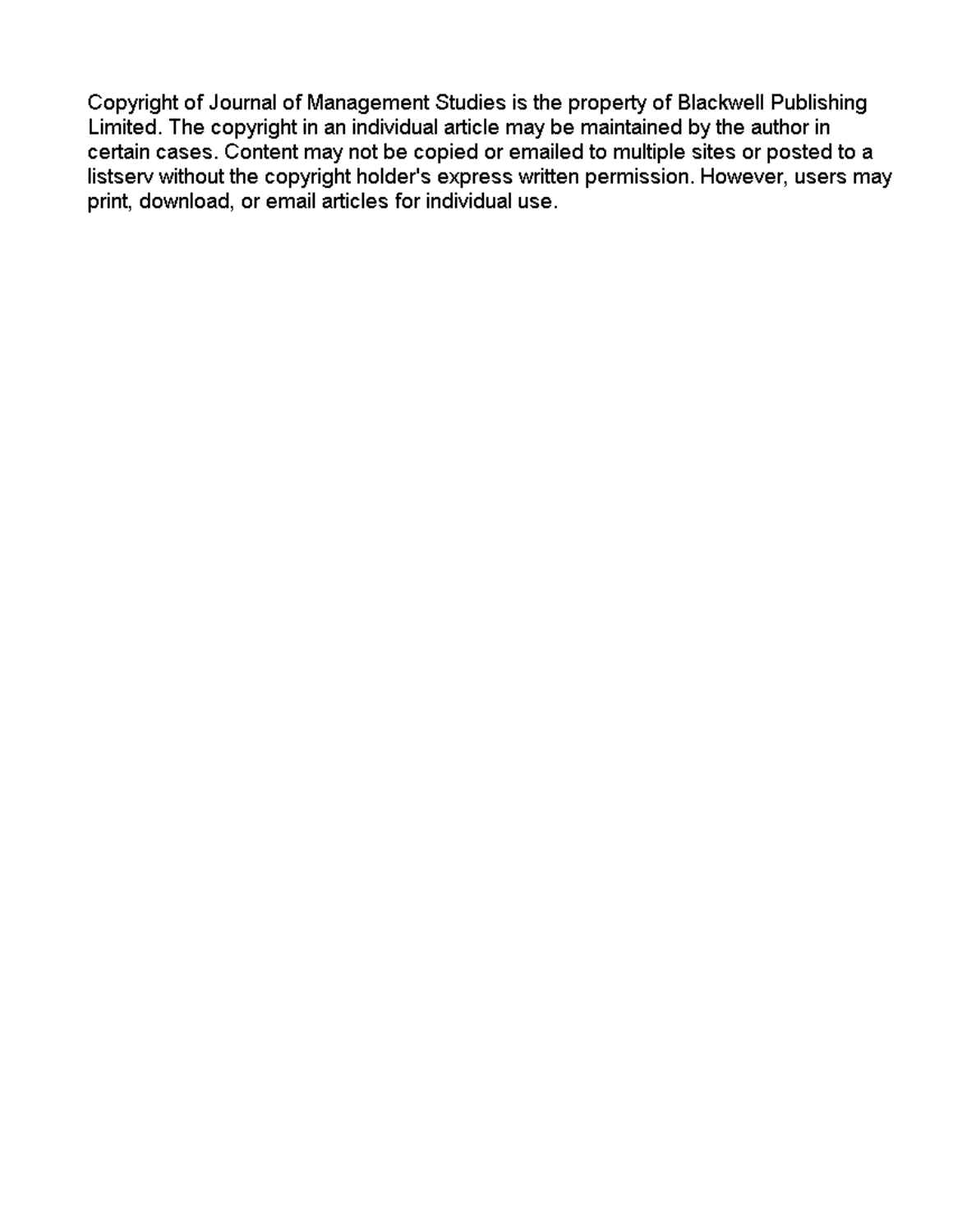Copyright of Journal of Management Studies is the property of Blackwell Publishing Limited. The copyright in an individual article may be maintained by the author in certain cases. Content may not be copied or emailed to multiple sites or posted to a listserv without the copyright holder's express written permission. However, users may print, download, or email articles for individual use.